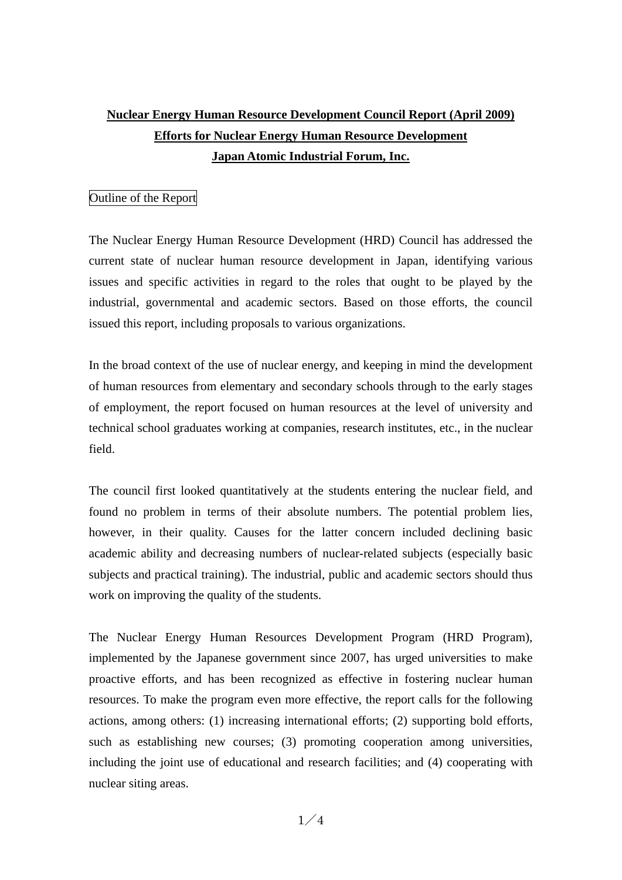# Nuclear Energy Human Resource Development Council Report (April 2009)

## Efforts for Nuclear Energy Human Resource Development

## Japan Atomic Industrial Forum, Inc.

### Outline of the Report

The Nuclear Energy Human Resource Development (HRD) Council has addressed the current state of nuclear human resource development in Japan, identifying various issues and specific activities in regard to the roles that ought to be played by the industrial, governmental and academic sectors. Based on those efforts, the council issued this report, including proposals to various organizations.

In the broad context of the use of nuclear energy, and keeping in mind the development of human resources from elementary and secondary schools through to the early stages of employment, the report focused on human resources at the level of university and technical school graduates working at companies, research institutes, etc., in the nuclear field.

The council first looked quantitatively at the students entering the nuclear field, and found no problem in terms of their absolute numbers. The potential problem lies, however, in their quality. Causes for the latter concern included declining basic academic ability and decreasing numbers of nuclear-related subjects (especially basic subjects and practical training). The industrial, public and academic sectors should thus work on improving the quality of the students.

The Nuclear Energy Human Resources Development Program (HRD Program), implemented by the Japanese government since 2007, has urged universities to make proactive efforts, and has been recognized as effective in fostering nuclear human resources. To make the program even more effective, the report calls for the following actions, among others: (1) increasing international efforts; (2) supporting bold efforts, such as establishing new courses; (3) promoting cooperation among universities, including the joint use of educational and research facilities; and (4) cooperating with nuclear siting areas.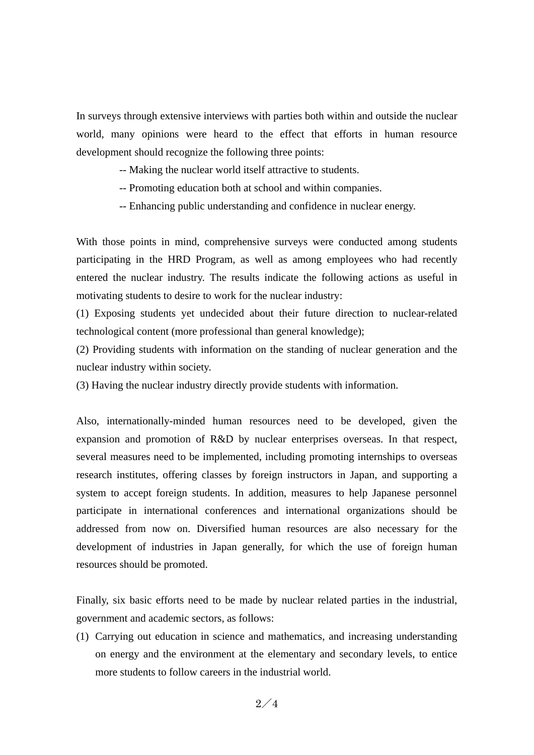In surveys through extensive interviews with parties both within and outside the nuclear world, many opinions were heard to the effect that efforts in human resource development should recognize the following three points:

- -- Making the nuclear world itself attractive to students.
- -- Promoting education both at school and within companies.
- -- Enhancing public understanding and confidence in nuclear energy.

With those points in mind, comprehensive surveys were conducted among students participating in the HRD Program, as well as among employees who had recently entered the nuclear industry. The results indicate the following actions as useful in motivating students to desire to work for the nuclear industry:

(1) Exposing students yet undecided about their future direction to nuclear-related technological content (more professional than general knowledge);

(2) Providing students with information on the standing of nuclear generation and the nuclear industry within society.

(3) Having the nuclear industry directly provide students with information.

Also, internationally-minded human resources need to be developed, given the expansion and promotion of R&D by nuclear enterprises overseas. In that respect, several measures need to be implemented, including promoting internships to overseas research institutes, offering classes by foreign instructors in Japan, and supporting a system to accept foreign students. In addition, measures to help Japanese personnel participate in international conferences and international organizations should be addressed from now on. Diversified human resources are also necessary for the development of industries in Japan generally, for which the use of foreign human resources should be promoted.

Finally, six basic efforts need to be made by nuclear related parties in the industrial, government and academic sectors, as follows:

(1) Carrying out education in science and mathematics, and increasing understanding on energy and the environment at the elementary and secondary levels, to entice more students to follow careers in the industrial world.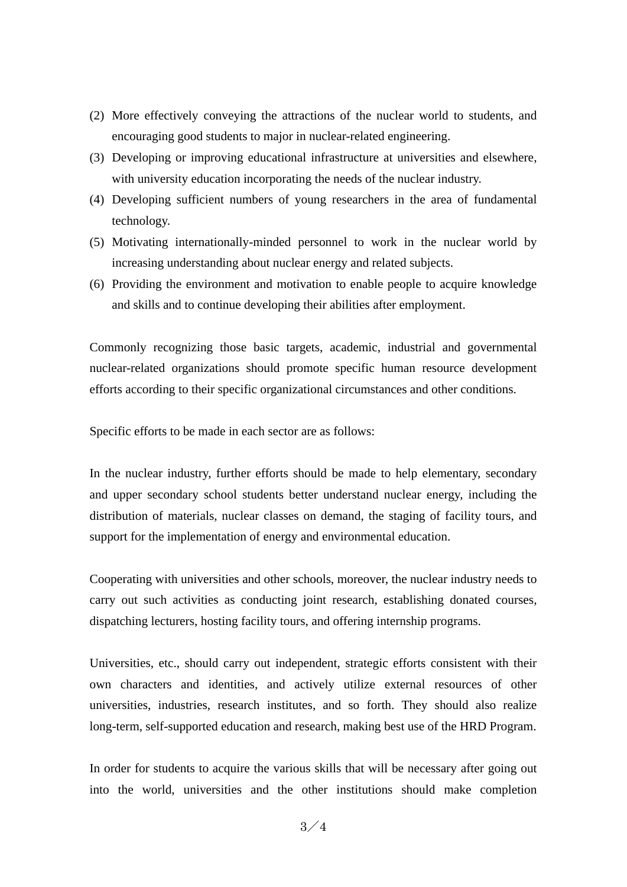(2) More effectively conveying the attractions of the nuclear world to students, and encouraging good students to major in nuclear-related engineering.
(3) Developing or improving educational infrastructure at universities and elsewhere, with university education incorporating the needs of the nuclear industry.
(4) Developing sufficient numbers of young researchers in the area of fundamental technology.
(5) Motivating internationally-minded personnel to work in the nuclear world by increasing understanding about nuclear energy and related subjects.
(6) Providing the environment and motivation to enable people to acquire knowledge and skills and to continue developing their abilities after employment.

Commonly recognizing those basic targets, academic, industrial and governmental nuclear-related organizations should promote specific human resource development efforts according to their specific organizational circumstances and other conditions.

Specific efforts to be made in each sector are as follows:

In the nuclear industry, further efforts should be made to help elementary, secondary and upper secondary school students better understand nuclear energy, including the distribution of materials, nuclear classes on demand, the staging of facility tours, and support for the implementation of energy and environmental education.

Cooperating with universities and other schools, moreover, the nuclear industry needs to carry out such activities as conducting joint research, establishing donated courses, dispatching lecturers, hosting facility tours, and offering internship programs.

Universities, etc., should carry out independent, strategic efforts consistent with their own characters and identities, and actively utilize external resources of other universities, industries, research institutes, and so forth. They should also realize long-term, self-supported education and research, making best use of the HRD Program.

In order for students to acquire the various skills that will be necessary after going out into the world, universities and the other institutions should make completion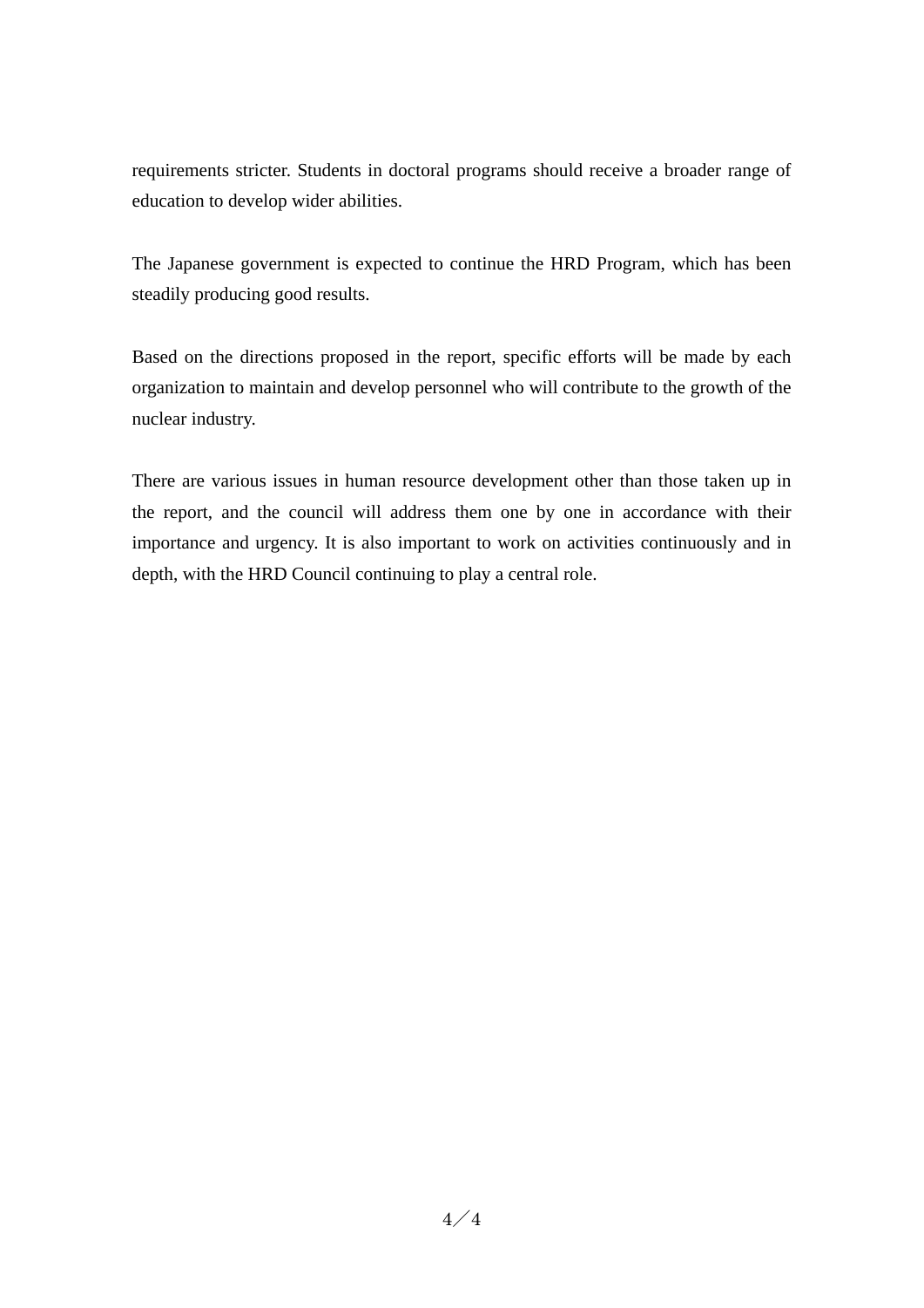requirements stricter. Students in doctoral programs should receive a broader range of education to develop wider abilities.

The Japanese government is expected to continue the HRD Program, which has been steadily producing good results.

Based on the directions proposed in the report, specific efforts will be made by each organization to maintain and develop personnel who will contribute to the growth of the nuclear industry.

There are various issues in human resource development other than those taken up in the report, and the council will address them one by one in accordance with their importance and urgency. It is also important to work on activities continuously and in depth, with the HRD Council continuing to play a central role.